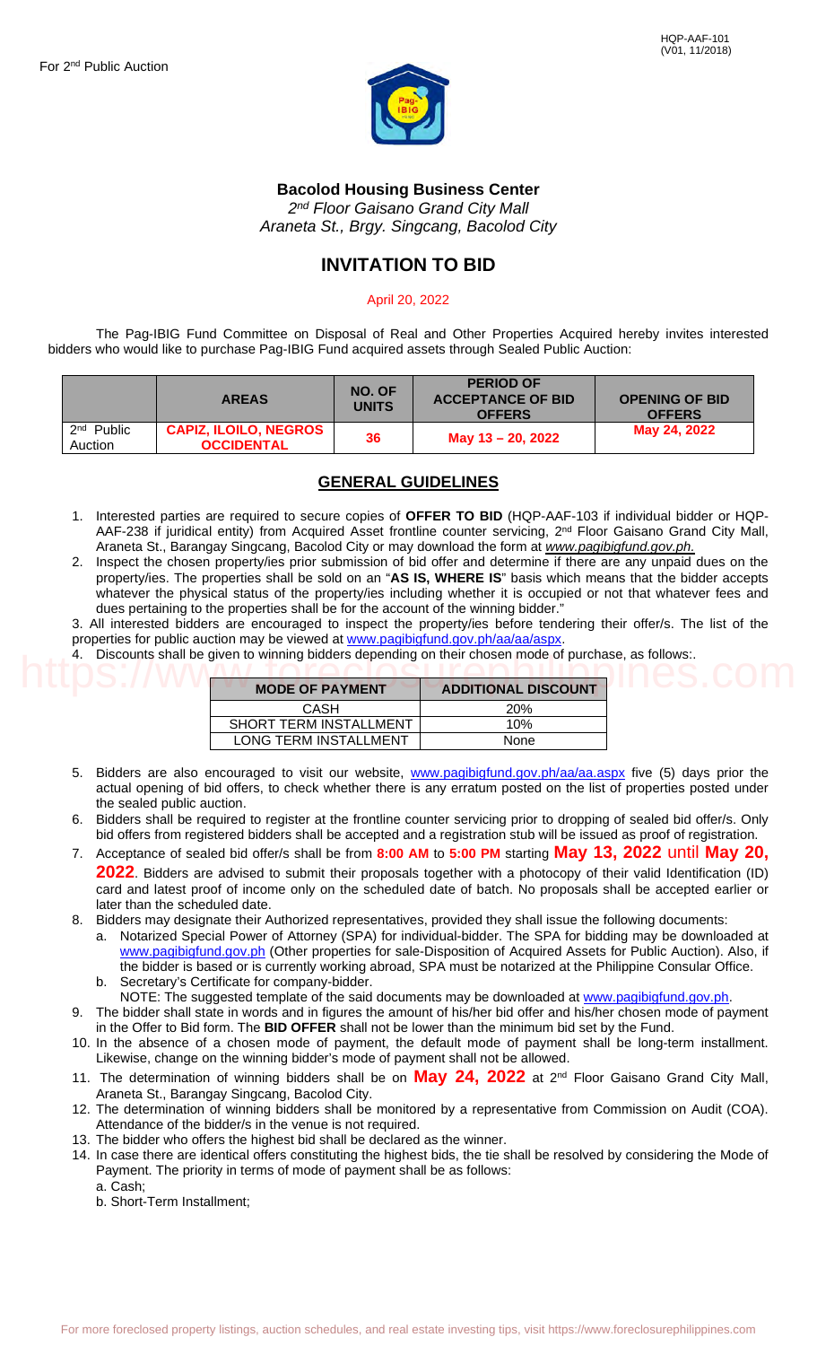HQP-AAF-101
(V01, 11/2018)

For 2nd Public Auction

**Bacolod Housing Business Center**

*2nd Floor Gaisano Grand City Mall*
*Araneta St., Brgy. Singcang, Bacolod City*

# INVITATION TO BID

April 20, 2022

The Pag-IBIG Fund Committee on Disposal of Real and Other Properties Acquired hereby invites interested bidders who would like to purchase Pag-IBIG Fund acquired assets through Sealed Public Auction:

| | AREAS | NO. OF UNITS | PERIOD OF ACCEPTANCE OF BID OFFERS | OPENING OF BID OFFERS |
|---|---|---|---|---|
| 2nd Public Auction | CAPIZ, ILOILO, NEGROS OCCIDENTAL | 36 | May 13 – 20, 2022 | May 24, 2022 |

## GENERAL GUIDELINES

1. Interested parties are required to secure copies of **OFFER TO BID** (HQP-AAF-103 if individual bidder or HQP-AAF-238 if juridical entity) from Acquired Asset frontline counter servicing, 2nd Floor Gaisano Grand City Mall, Araneta St., Barangay Singcang, Bacolod City or may download the form at *www.pagibigfund.gov.ph.*
2. Inspect the chosen property/ies prior submission of bid offer and determine if there are any unpaid dues on the property/ies. The properties shall be sold on an "**AS IS, WHERE IS**" basis which means that the bidder accepts whatever the physical status of the property/ies including whether it is occupied or not that whatever fees and dues pertaining to the properties shall be for the account of the winning bidder."

3. All interested bidders are encouraged to inspect the property/ies before tendering their offer/s. The list of the properties for public auction may be viewed at www.pagibigfund.gov.ph/aa/aa/aspx.

4. Discounts shall be given to winning bidders depending on their chosen mode of purchase, as follows:.

| MODE OF PAYMENT | ADDITIONAL DISCOUNT |
|---|---|
| CASH | 20% |
| SHORT TERM INSTALLMENT | 10% |
| LONG TERM INSTALLMENT | None |

5. Bidders are also encouraged to visit our website, www.pagibigfund.gov.ph/aa/aa.aspx five (5) days prior the actual opening of bid offers, to check whether there is any erratum posted on the list of properties posted under the sealed public auction.
6. Bidders shall be required to register at the frontline counter servicing prior to dropping of sealed bid offer/s. Only bid offers from registered bidders shall be accepted and a registration stub will be issued as proof of registration.
7. Acceptance of sealed bid offer/s shall be from **8:00 AM** to **5:00 PM** starting **May 13, 2022** until **May 20, 2022**. Bidders are advised to submit their proposals together with a photocopy of their valid Identification (ID) card and latest proof of income only on the scheduled date of batch. No proposals shall be accepted earlier or later than the scheduled date.
8. Bidders may designate their Authorized representatives, provided they shall issue the following documents:
   a. Notarized Special Power of Attorney (SPA) for individual-bidder. The SPA for bidding may be downloaded at www.pagibigfund.gov.ph (Other properties for sale-Disposition of Acquired Assets for Public Auction). Also, if the bidder is based or is currently working abroad, SPA must be notarized at the Philippine Consular Office.
   b. Secretary's Certificate for company-bidder.
   NOTE: The suggested template of the said documents may be downloaded at www.pagibigfund.gov.ph.
9. The bidder shall state in words and in figures the amount of his/her bid offer and his/her chosen mode of payment in the Offer to Bid form. The **BID OFFER** shall not be lower than the minimum bid set by the Fund.
10. In the absence of a chosen mode of payment, the default mode of payment shall be long-term installment. Likewise, change on the winning bidder's mode of payment shall not be allowed.
11. The determination of winning bidders shall be on **May 24, 2022** at 2nd Floor Gaisano Grand City Mall, Araneta St., Barangay Singcang, Bacolod City.
12. The determination of winning bidders shall be monitored by a representative from Commission on Audit (COA). Attendance of the bidder/s in the venue is not required.
13. The bidder who offers the highest bid shall be declared as the winner.
14. In case there are identical offers constituting the highest bids, the tie shall be resolved by considering the Mode of Payment. The priority in terms of mode of payment shall be as follows:
    a. Cash;
    b. Short-Term Installment;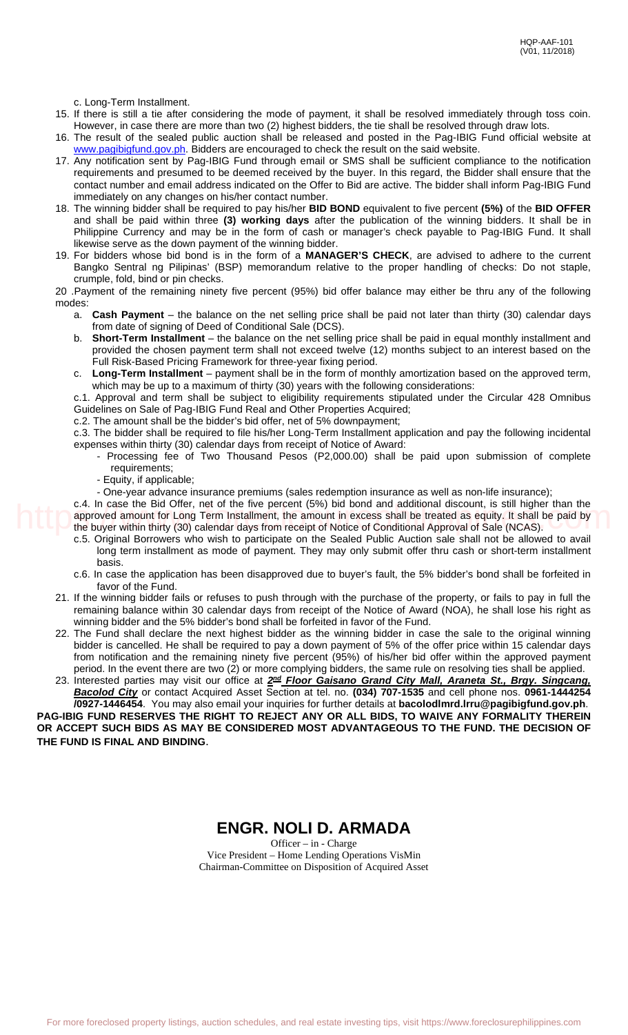c. Long-Term Installment.

15. If there is still a tie after considering the mode of payment, it shall be resolved immediately through toss coin. However, in case there are more than two (2) highest bidders, the tie shall be resolved through draw lots.
16. The result of the sealed public auction shall be released and posted in the Pag-IBIG Fund official website at www.pagibigfund.gov.ph. Bidders are encouraged to check the result on the said website.
17. Any notification sent by Pag-IBIG Fund through email or SMS shall be sufficient compliance to the notification requirements and presumed to be deemed received by the buyer. In this regard, the Bidder shall ensure that the contact number and email address indicated on the Offer to Bid are active. The bidder shall inform Pag-IBIG Fund immediately on any changes on his/her contact number.
18. The winning bidder shall be required to pay his/her **BID BOND** equivalent to five percent **(5%)** of the **BID OFFER** and shall be paid within three **(3) working days** after the publication of the winning bidders. It shall be in Philippine Currency and may be in the form of cash or manager's check payable to Pag-IBIG Fund. It shall likewise serve as the down payment of the winning bidder.
19. For bidders whose bid bond is in the form of a **MANAGER'S CHECK**, are advised to adhere to the current Bangko Sentral ng Pilipinas' (BSP) memorandum relative to the proper handling of checks: Do not staple, crumple, fold, bind or pin checks.

20 .Payment of the remaining ninety five percent (95%) bid offer balance may either be thru any of the following modes:

a. **Cash Payment** – the balance on the net selling price shall be paid not later than thirty (30) calendar days from date of signing of Deed of Conditional Sale (DCS).
b. **Short-Term Installment** – the balance on the net selling price shall be paid in equal monthly installment and provided the chosen payment term shall not exceed twelve (12) months subject to an interest based on the Full Risk-Based Pricing Framework for three-year fixing period.
c. **Long-Term Installment** – payment shall be in the form of monthly amortization based on the approved term, which may be up to a maximum of thirty (30) years with the following considerations:

c.1. Approval and term shall be subject to eligibility requirements stipulated under the Circular 428 Omnibus Guidelines on Sale of Pag-IBIG Fund Real and Other Properties Acquired;

c.2. The amount shall be the bidder's bid offer, net of 5% downpayment;

c.3. The bidder shall be required to file his/her Long-Term Installment application and pay the following incidental expenses within thirty (30) calendar days from receipt of Notice of Award:

- Processing fee of Two Thousand Pesos (P2,000.00) shall be paid upon submission of complete requirements;
- Equity, if applicable;
- One-year advance insurance premiums (sales redemption insurance as well as non-life insurance);

c.4. In case the Bid Offer, net of the five percent (5%) bid bond and additional discount, is still higher than the approved amount for Long Term Installment, the amount in excess shall be treated as equity. It shall be paid by the buyer within thirty (30) calendar days from receipt of Notice of Conditional Approval of Sale (NCAS).

c.5. Original Borrowers who wish to participate on the Sealed Public Auction sale shall not be allowed to avail long term installment as mode of payment. They may only submit offer thru cash or short-term installment basis.

c.6. In case the application has been disapproved due to buyer's fault, the 5% bidder's bond shall be forfeited in favor of the Fund.

21. If the winning bidder fails or refuses to push through with the purchase of the property, or fails to pay in full the remaining balance within 30 calendar days from receipt of the Notice of Award (NOA), he shall lose his right as winning bidder and the 5% bidder's bond shall be forfeited in favor of the Fund.
22. The Fund shall declare the next highest bidder as the winning bidder in case the sale to the original winning bidder is cancelled. He shall be required to pay a down payment of 5% of the offer price within 15 calendar days from notification and the remaining ninety five percent (95%) of his/her bid offer within the approved payment period. In the event there are two (2) or more complying bidders, the same rule on resolving ties shall be applied.
23. Interested parties may visit our office at ***2nd Floor Gaisano Grand City Mall, Araneta St., Brgy. Singcang, Bacolod City*** or contact Acquired Asset Section at tel. no. **(034) 707-1535** and cell phone nos. **0961-1444254 /0927-1446454**. You may also email your inquiries for further details at **bacolodlmrd.lrru@pagibigfund.gov.ph**.

**PAG-IBIG FUND RESERVES THE RIGHT TO REJECT ANY OR ALL BIDS, TO WAIVE ANY FORMALITY THEREIN OR ACCEPT SUCH BIDS AS MAY BE CONSIDERED MOST ADVANTAGEOUS TO THE FUND. THE DECISION OF THE FUND IS FINAL AND BINDING**.

**ENGR. NOLI D. ARMADA**

Officer – in - Charge

Vice President – Home Lending Operations VisMin

Chairman-Committee on Disposition of Acquired Asset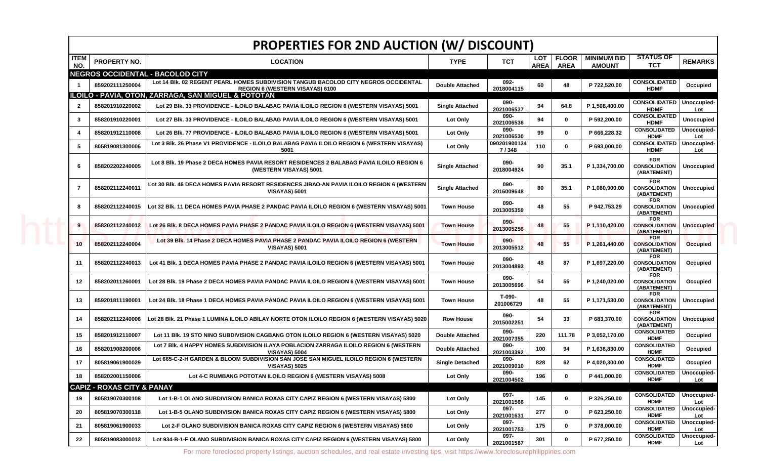# PROPERTIES FOR 2ND AUCTION (W/ DISCOUNT)

| ITEM NO. | PROPERTY NO. | LOCATION | TYPE | TCT | LOT AREA | FLOOR AREA | MINIMUM BID AMOUNT | STATUS OF TCT | REMARKS |
|---|---|---|---|---|---|---|---|---|---|
| **NEGROS OCCIDENTAL - BACOLOD CITY** | | | | | | | | | |
| 1 | 859202111250004 | Lot 14 Blk. 02 REGENT PEARL HOMES SUBDIVISION TANGUB BACOLOD CITY NEGROS OCCIDENTAL REGION 6 (WESTERN VISAYAS) 6100 | Double Attached | 092-2018004115 | 60 | 48 | P 722,520.00 | CONSOLIDATED HDMF | Occupied |
| **ILOILO - PAVIA, OTON, ZARRAGA, SAN MIGUEL & POTOTAN** | | | | | | | | | |
| 2 | 858201910220002 | Lot 29 Blk. 33 PROVIDENCE - ILOILO BALABAG PAVIA ILOILO REGION 6 (WESTERN VISAYAS) 5001 | Single Attached | 090-2021006537 | 94 | 64.8 | P 1,508,400.00 | CONSOLIDATED HDMF | Unoccupied-Lot |
| 3 | 858201910220001 | Lot 27 Blk. 33 PROVIDENCE - ILOILO BALABAG PAVIA ILOILO REGION 6 (WESTERN VISAYAS) 5001 | Lot Only | 090-2021006536 | 94 | 0 | P 592,200.00 | CONSOLIDATED HDMF | Unoccupied |
| 4 | 858201912110008 | Lot 26 Blk. 77 PROVIDENCE - ILOILO BALABAG PAVIA ILOILO REGION 6 (WESTERN VISAYAS) 5001 | Lot Only | 090-2021006530 | 99 | 0 | P 666,228.32 | CONSOLIDATED HDMF | Unoccupied-Lot |
| 5 | 805819081300006 | Lot 3 Blk. 26 Phase V1 PROVIDENCE - ILOILO BALABAG PAVIA ILOILO REGION 6 (WESTERN VISAYAS) 5001 | Lot Only | 0902019001347 / 348 | 110 | 0 | P 693,000.00 | CONSOLIDATED HDMF | Unoccupied-Lot |
| 6 | 858202202240005 | Lot 8 Blk. 19 Phase 2 DECA HOMES PAVIA RESORT RESIDENCES 2 BALABAG PAVIA ILOILO REGION 6 (WESTERN VISAYAS) 5001 | Single Attached | 090-2018004924 | 90 | 35.1 | P 1,334,700.00 | FOR CONSOLIDATION (ABATEMENT) | Unoccupied |
| 7 | 858202112240011 | Lot 30 Blk. 46 DECA HOMES PAVIA RESORT RESIDENCES JIBAO-AN PAVIA ILOILO REGION 6 (WESTERN VISAYAS) 5001 | Single Attached | 090-2016009648 | 80 | 35.1 | P 1,080,900.00 | FOR CONSOLIDATION (ABATEMENT) | Unoccupied |
| 8 | 858202112240015 | Lot 32 Blk. 11 DECA HOMES PAVIA PHASE 2 PANDAC PAVIA ILOILO REGION 6 (WESTERN VISAYAS) 5001 | Town House | 090-2013005359 | 48 | 55 | P 942,753.29 | FOR CONSOLIDATION (ABATEMENT) | Unoccupied |
| 9 | 858202112240012 | Lot 26 Blk. 8 DECA HOMES PAVIA PHASE 2 PANDAC PAVIA ILOILO REGION 6 (WESTERN VISAYAS) 5001 | Town House | 090-2013005256 | 48 | 55 | P 1,110,420.00 | FOR CONSOLIDATION (ABATEMENT) | Unoccupied |
| 10 | 858202112240004 | Lot 39 Blk. 14 Phase 2 DECA HOMES PAVIA PHASE 2 PANDAC PAVIA ILOILO REGION 6 (WESTERN VISAYAS) 5001 | Town House | 090-2013005512 | 48 | 55 | P 1,261,440.00 | FOR CONSOLIDATION (ABATEMENT) | Occupied |
| 11 | 858202112240013 | Lot 41 Blk. 1 DECA HOMES PAVIA PHASE 2 PANDAC PAVIA ILOILO REGION 6 (WESTERN VISAYAS) 5001 | Town House | 090-2013004893 | 48 | 87 | P 1,697,220.00 | FOR CONSOLIDATION (ABATEMENT) | Occupied |
| 12 | 858202011260001 | Lot 28 Blk. 19 Phase 2 DECA HOMES PAVIA PANDAC PAVIA ILOILO REGION 6 (WESTERN VISAYAS) 5001 | Town House | 090-2013005696 | 54 | 55 | P 1,240,020.00 | FOR CONSOLIDATION (ABATEMENT) | Occupied |
| 13 | 859201811190001 | Lot 24 Blk. 18 Phase 1 DECA HOMES PAVIA PANDAC PAVIA ILOILO REGION 6 (WESTERN VISAYAS) 5001 | Town House | T-090-201006729 | 48 | 55 | P 1,171,530.00 | FOR CONSOLIDATION (ABATEMENT) | Unoccupied |
| 14 | 858202112240006 | Lot 28 Blk. 21 Phase 1 LUMINA ILOILO ABILAY NORTE OTON ILOILO REGION 6 (WESTERN VISAYAS) 5020 | Row House | 090-2015002251 | 54 | 33 | P 683,370.00 | FOR CONSOLIDATION (ABATEMENT) | Unoccupied |
| 15 | 858201912110007 | Lot 11 Blk. 19 STO NINO SUBDIVISION CAGBANG OTON ILOILO REGION 6 (WESTERN VISAYAS) 5020 | Double Attached | 090-2021007355 | 220 | 111.78 | P 3,052,170.00 | CONSOLIDATED HDMF | Occupied |
| 16 | 858201908200006 | Lot 7 Blk. 4 HAPPY HOMES SUBDIVISION ILAYA POBLACION ZARRAGA ILOILO REGION 6 (WESTERN VISAYAS) 5004 | Double Attached | 090-2021003392 | 100 | 94 | P 1,636,830.00 | CONSOLIDATED HDMF | Occupied |
| 17 | 805819061900029 | Lot 665-C-2-H GARDEN & BLOOM SUBDIVISION SAN JOSE SAN MIGUEL ILOILO REGION 6 (WESTERN VISAYAS) 5025 | Single Detached | 090-2021009010 | 828 | 62 | P 4,020,300.00 | CONSOLIDATED HDMF | Occupied |
| 18 | 858202001150006 | Lot 4-C RUMBANG POTOTAN ILOILO REGION 6 (WESTERN VISAYAS) 5008 | Lot Only | 090-2021004502 | 196 | 0 | P 441,000.00 | CONSOLIDATED HDMF | Unoccupied-Lot |
| **CAPIZ - ROXAS CITY & PANAY** | | | | | | | | | |
| 19 | 805819070300108 | Lot 1-B-1 OLANO SUBDIVISION BANICA ROXAS CITY CAPIZ REGION 6 (WESTERN VISAYAS) 5800 | Lot Only | 097-2021001566 | 145 | 0 | P 326,250.00 | CONSOLIDATED HDMF | Unoccupied-Lot |
| 20 | 805819070300118 | Lot 1-B-5 OLANO SUBDIVISION BANICA ROXAS CITY CAPIZ REGION 6 (WESTERN VISAYAS) 5800 | Lot Only | 097-2021001631 | 277 | 0 | P 623,250.00 | CONSOLIDATED HDMF | Unoccupied-Lot |
| 21 | 805819061900033 | Lot 2-F OLANO SUBDIVISION BANICA ROXAS CITY CAPIZ REGION 6 (WESTERN VISAYAS) 5800 | Lot Only | 097-2021001753 | 175 | 0 | P 378,000.00 | CONSOLIDATED HDMF | Unoccupied-Lot |
| 22 | 805819083000012 | Lot 934-B-1-F OLANO SUBDIVISION BANICA ROXAS CITY CAPIZ REGION 6 (WESTERN VISAYAS) 5800 | Lot Only | 097-2021001587 | 301 | 0 | P 677,250.00 | CONSOLIDATED HDMF | Unoccupied-Lot |

For more foreclosed property listings, auction schedules, and real estate investing tips, visit https://www.foreclosurephilippines.com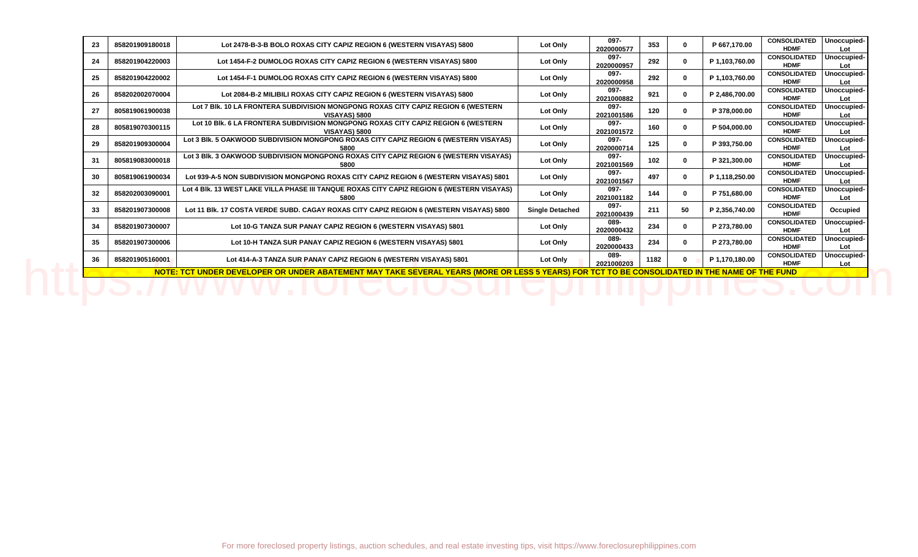| | | | | | | | | | |
|---|---|---|---|---|---|---|---|---|---|
| 23 | 858201909180018 | Lot 2478-B-3-B BOLO ROXAS CITY CAPIZ REGION 6 (WESTERN VISAYAS) 5800 | Lot Only | 097-2020000577 | 353 | 0 | P 667,170.00 | CONSOLIDATED HDMF | Unoccupied-Lot |
| 24 | 858201904220003 | Lot 1454-F-2 DUMOLOG ROXAS CITY CAPIZ REGION 6 (WESTERN VISAYAS) 5800 | Lot Only | 097-2020000957 | 292 | 0 | P 1,103,760.00 | CONSOLIDATED HDMF | Unoccupied-Lot |
| 25 | 858201904220002 | Lot 1454-F-1 DUMOLOG ROXAS CITY CAPIZ REGION 6 (WESTERN VISAYAS) 5800 | Lot Only | 097-2020000958 | 292 | 0 | P 1,103,760.00 | CONSOLIDATED HDMF | Unoccupied-Lot |
| 26 | 858202002070004 | Lot 2084-B-2 MILIBILI ROXAS CITY CAPIZ REGION 6 (WESTERN VISAYAS) 5800 | Lot Only | 097-2021000882 | 921 | 0 | P 2,486,700.00 | CONSOLIDATED HDMF | Unoccupied-Lot |
| 27 | 805819061900038 | Lot 7 Blk. 10 LA FRONTERA SUBDIVISION MONGPONG ROXAS CITY CAPIZ REGION 6 (WESTERN VISAYAS) 5800 | Lot Only | 097-2021001586 | 120 | 0 | P 378,000.00 | CONSOLIDATED HDMF | Unoccupied-Lot |
| 28 | 805819070300115 | Lot 10 Blk. 6 LA FRONTERA SUBDIVISION MONGPONG ROXAS CITY CAPIZ REGION 6 (WESTERN VISAYAS) 5800 | Lot Only | 097-2021001572 | 160 | 0 | P 504,000.00 | CONSOLIDATED HDMF | Unoccupied-Lot |
| 29 | 858201909300004 | Lot 3 Blk. 5 OAKWOOD SUBDIVISION MONGPONG ROXAS CITY CAPIZ REGION 6 (WESTERN VISAYAS) 5800 | Lot Only | 097-2020000714 | 125 | 0 | P 393,750.00 | CONSOLIDATED HDMF | Unoccupied-Lot |
| 31 | 805819083000018 | Lot 3 Blk. 3 OAKWOOD SUBDIVISION MONGPONG ROXAS CITY CAPIZ REGION 6 (WESTERN VISAYAS) 5800 | Lot Only | 097-2021001569 | 102 | 0 | P 321,300.00 | CONSOLIDATED HDMF | Unoccupied-Lot |
| 30 | 805819061900034 | Lot 939-A-5 NON SUBDIVISION MONGPONG ROXAS CITY CAPIZ REGION 6 (WESTERN VISAYAS) 5801 | Lot Only | 097-2021001567 | 497 | 0 | P 1,118,250.00 | CONSOLIDATED HDMF | Unoccupied-Lot |
| 32 | 858202003090001 | Lot 4 Blk. 13 WEST LAKE VILLA PHASE III TANQUE ROXAS CITY CAPIZ REGION 6 (WESTERN VISAYAS) 5800 | Lot Only | 097-2021001182 | 144 | 0 | P 751,680.00 | CONSOLIDATED HDMF | Unoccupied-Lot |
| 33 | 858201907300008 | Lot 11 Blk. 17 COSTA VERDE SUBD. CAGAY ROXAS CITY CAPIZ REGION 6 (WESTERN VISAYAS) 5800 | Single Detached | 097-2021000439 | 211 | 50 | P 2,356,740.00 | CONSOLIDATED HDMF | Occupied |
| 34 | 858201907300007 | Lot 10-G TANZA SUR PANAY CAPIZ REGION 6 (WESTERN VISAYAS) 5801 | Lot Only | 089-2020000432 | 234 | 0 | P 273,780.00 | CONSOLIDATED HDMF | Unoccupied-Lot |
| 35 | 858201907300006 | Lot 10-H TANZA SUR PANAY CAPIZ REGION 6 (WESTERN VISAYAS) 5801 | Lot Only | 089-2020000433 | 234 | 0 | P 273,780.00 | CONSOLIDATED HDMF | Unoccupied-Lot |
| 36 | 858201905160001 | Lot 414-A-3 TANZA SUR PANAY CAPIZ REGION 6 (WESTERN VISAYAS) 5801 | Lot Only | 089-2021000203 | 1182 | 0 | P 1,170,180.00 | CONSOLIDATED HDMF | Unoccupied-Lot |

**NOTE: TCT UNDER DEVELOPER OR UNDER ABATEMENT MAY TAKE SEVERAL YEARS (MORE OR LESS 5 YEARS) FOR TCT TO BE CONSOLIDATED IN THE NAME OF THE FUND**